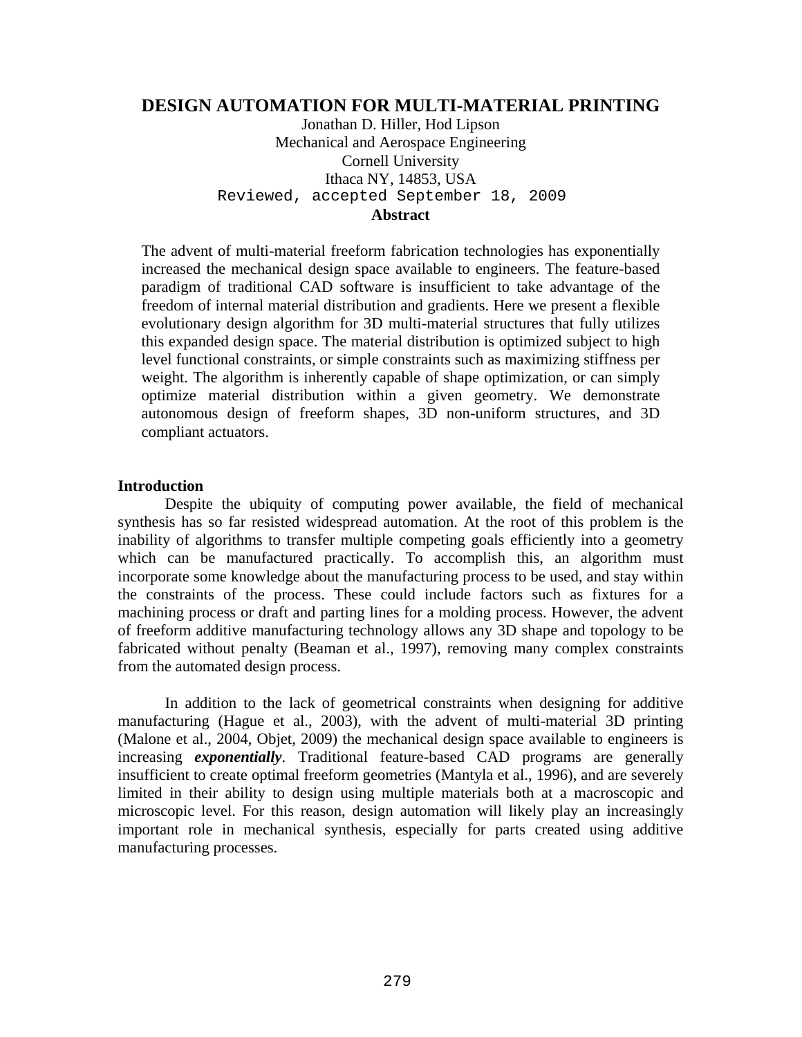# DESIGN AUTOMATION FOR MULTI-MATERIAL PRINTING

Jonathan D. Hiller, Hod Lipson
Mechanical and Aerospace Engineering
Cornell University
Ithaca NY, 14853, USA
Reviewed, accepted September 18, 2009

**Abstract**

The advent of multi-material freeform fabrication technologies has exponentially increased the mechanical design space available to engineers. The feature-based paradigm of traditional CAD software is insufficient to take advantage of the freedom of internal material distribution and gradients. Here we present a flexible evolutionary design algorithm for 3D multi-material structures that fully utilizes this expanded design space. The material distribution is optimized subject to high level functional constraints, or simple constraints such as maximizing stiffness per weight. The algorithm is inherently capable of shape optimization, or can simply optimize material distribution within a given geometry. We demonstrate autonomous design of freeform shapes, 3D non-uniform structures, and 3D compliant actuators.

## Introduction

Despite the ubiquity of computing power available, the field of mechanical synthesis has so far resisted widespread automation. At the root of this problem is the inability of algorithms to transfer multiple competing goals efficiently into a geometry which can be manufactured practically. To accomplish this, an algorithm must incorporate some knowledge about the manufacturing process to be used, and stay within the constraints of the process. These could include factors such as fixtures for a machining process or draft and parting lines for a molding process. However, the advent of freeform additive manufacturing technology allows any 3D shape and topology to be fabricated without penalty (Beaman et al., 1997), removing many complex constraints from the automated design process.

In addition to the lack of geometrical constraints when designing for additive manufacturing (Hague et al., 2003), with the advent of multi-material 3D printing (Malone et al., 2004, Objet, 2009) the mechanical design space available to engineers is increasing ***exponentially***. Traditional feature-based CAD programs are generally insufficient to create optimal freeform geometries (Mantyla et al., 1996), and are severely limited in their ability to design using multiple materials both at a macroscopic and microscopic level. For this reason, design automation will likely play an increasingly important role in mechanical synthesis, especially for parts created using additive manufacturing processes.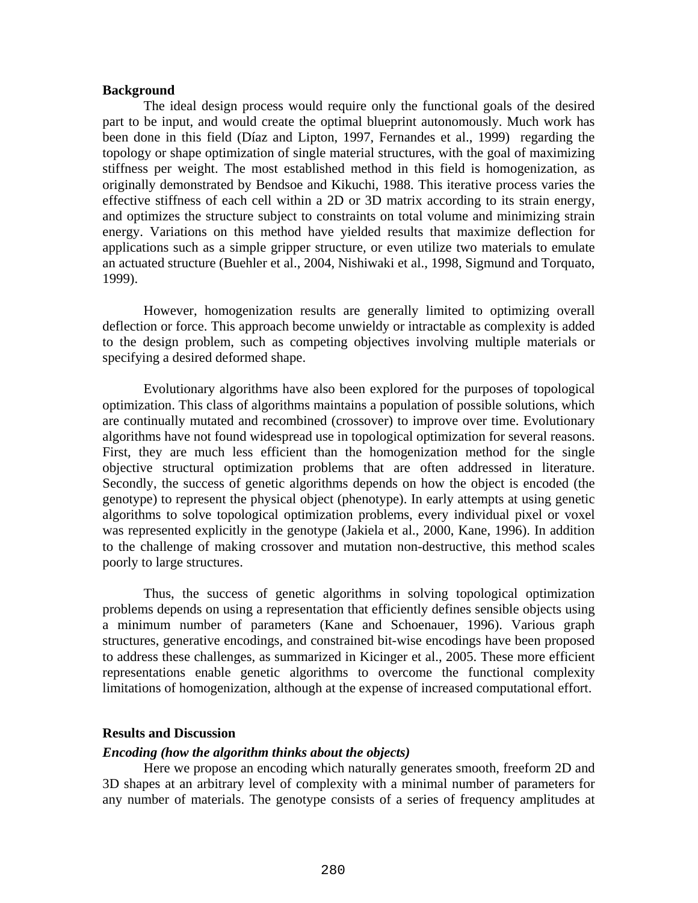## Background

The ideal design process would require only the functional goals of the desired part to be input, and would create the optimal blueprint autonomously. Much work has been done in this field (Díaz and Lipton, 1997, Fernandes et al., 1999) regarding the topology or shape optimization of single material structures, with the goal of maximizing stiffness per weight. The most established method in this field is homogenization, as originally demonstrated by Bendsoe and Kikuchi, 1988. This iterative process varies the effective stiffness of each cell within a 2D or 3D matrix according to its strain energy, and optimizes the structure subject to constraints on total volume and minimizing strain energy. Variations on this method have yielded results that maximize deflection for applications such as a simple gripper structure, or even utilize two materials to emulate an actuated structure (Buehler et al., 2004, Nishiwaki et al., 1998, Sigmund and Torquato, 1999).

However, homogenization results are generally limited to optimizing overall deflection or force. This approach become unwieldy or intractable as complexity is added to the design problem, such as competing objectives involving multiple materials or specifying a desired deformed shape.

Evolutionary algorithms have also been explored for the purposes of topological optimization. This class of algorithms maintains a population of possible solutions, which are continually mutated and recombined (crossover) to improve over time. Evolutionary algorithms have not found widespread use in topological optimization for several reasons. First, they are much less efficient than the homogenization method for the single objective structural optimization problems that are often addressed in literature. Secondly, the success of genetic algorithms depends on how the object is encoded (the genotype) to represent the physical object (phenotype). In early attempts at using genetic algorithms to solve topological optimization problems, every individual pixel or voxel was represented explicitly in the genotype (Jakiela et al., 2000, Kane, 1996). In addition to the challenge of making crossover and mutation non-destructive, this method scales poorly to large structures.

Thus, the success of genetic algorithms in solving topological optimization problems depends on using a representation that efficiently defines sensible objects using a minimum number of parameters (Kane and Schoenauer, 1996). Various graph structures, generative encodings, and constrained bit-wise encodings have been proposed to address these challenges, as summarized in Kicinger et al., 2005. These more efficient representations enable genetic algorithms to overcome the functional complexity limitations of homogenization, although at the expense of increased computational effort.

## Results and Discussion

### *Encoding (how the algorithm thinks about the objects)*

Here we propose an encoding which naturally generates smooth, freeform 2D and 3D shapes at an arbitrary level of complexity with a minimal number of parameters for any number of materials. The genotype consists of a series of frequency amplitudes at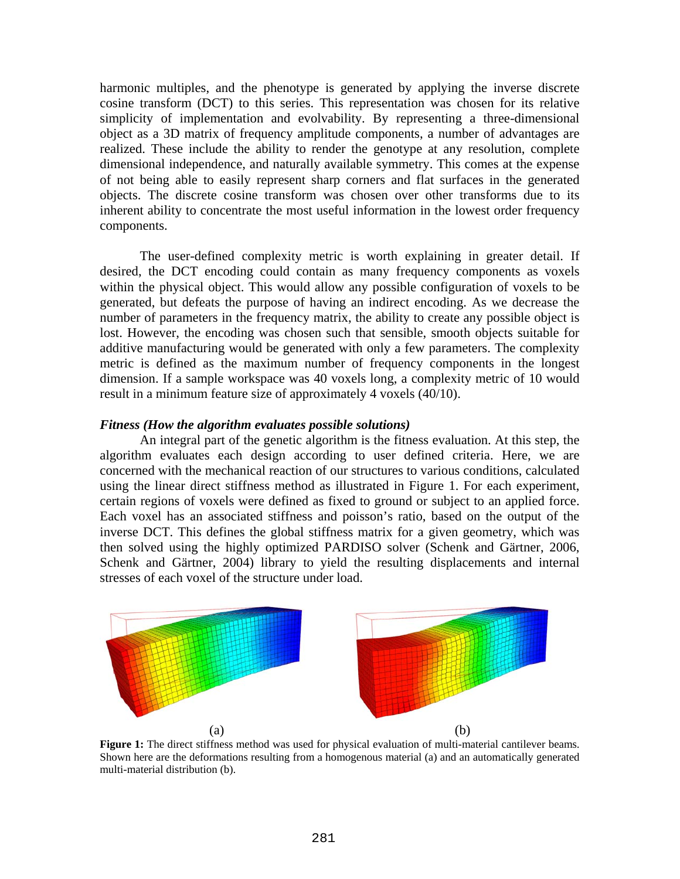harmonic multiples, and the phenotype is generated by applying the inverse discrete cosine transform (DCT) to this series. This representation was chosen for its relative simplicity of implementation and evolvability. By representing a three-dimensional object as a 3D matrix of frequency amplitude components, a number of advantages are realized. These include the ability to render the genotype at any resolution, complete dimensional independence, and naturally available symmetry. This comes at the expense of not being able to easily represent sharp corners and flat surfaces in the generated objects. The discrete cosine transform was chosen over other transforms due to its inherent ability to concentrate the most useful information in the lowest order frequency components.

The user-defined complexity metric is worth explaining in greater detail. If desired, the DCT encoding could contain as many frequency components as voxels within the physical object. This would allow any possible configuration of voxels to be generated, but defeats the purpose of having an indirect encoding. As we decrease the number of parameters in the frequency matrix, the ability to create any possible object is lost. However, the encoding was chosen such that sensible, smooth objects suitable for additive manufacturing would be generated with only a few parameters. The complexity metric is defined as the maximum number of frequency components in the longest dimension. If a sample workspace was 40 voxels long, a complexity metric of 10 would result in a minimum feature size of approximately 4 voxels (40/10).

### *Fitness (How the algorithm evaluates possible solutions)*

An integral part of the genetic algorithm is the fitness evaluation. At this step, the algorithm evaluates each design according to user defined criteria. Here, we are concerned with the mechanical reaction of our structures to various conditions, calculated using the linear direct stiffness method as illustrated in Figure 1. For each experiment, certain regions of voxels were defined as fixed to ground or subject to an applied force. Each voxel has an associated stiffness and poisson's ratio, based on the output of the inverse DCT. This defines the global stiffness matrix for a given geometry, which was then solved using the highly optimized PARDISO solver (Schenk and Gärtner, 2006, Schenk and Gärtner, 2004) library to yield the resulting displacements and internal stresses of each voxel of the structure under load.

(a) (b)

**Figure 1:** The direct stiffness method was used for physical evaluation of multi-material cantilever beams. Shown here are the deformations resulting from a homogenous material (a) and an automatically generated multi-material distribution (b).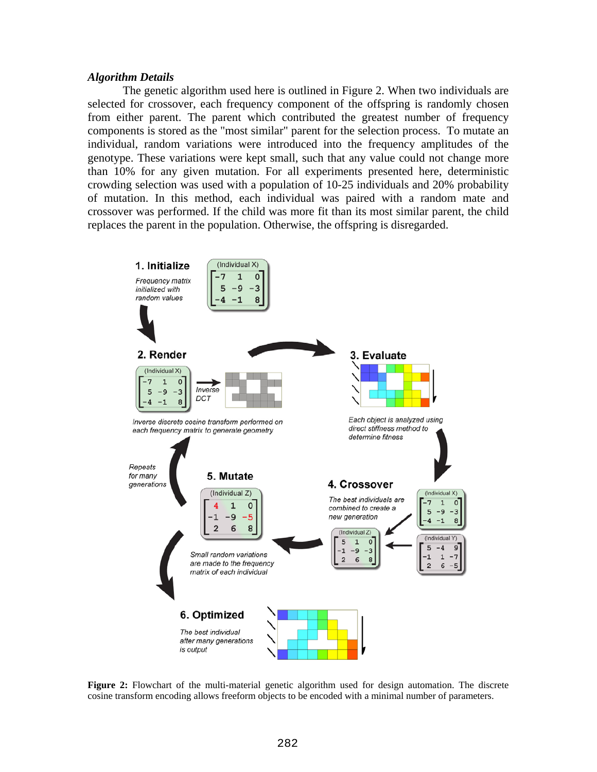***Algorithm Details***

The genetic algorithm used here is outlined in Figure 2. When two individuals are selected for crossover, each frequency component of the offspring is randomly chosen from either parent. The parent which contributed the greatest number of frequency components is stored as the "most similar" parent for the selection process. To mutate an individual, random variations were introduced into the frequency amplitudes of the genotype. These variations were kept small, such that any value could not change more than 10% for any given mutation. For all experiments presented here, deterministic crowding selection was used with a population of 10-25 individuals and 20% probability of mutation. In this method, each individual was paired with a random mate and crossover was performed. If the child was more fit than its most similar parent, the child replaces the parent in the population. Otherwise, the offspring is disregarded.

**Figure 2:** Flowchart of the multi-material genetic algorithm used for design automation. The discrete cosine transform encoding allows freeform objects to be encoded with a minimal number of parameters.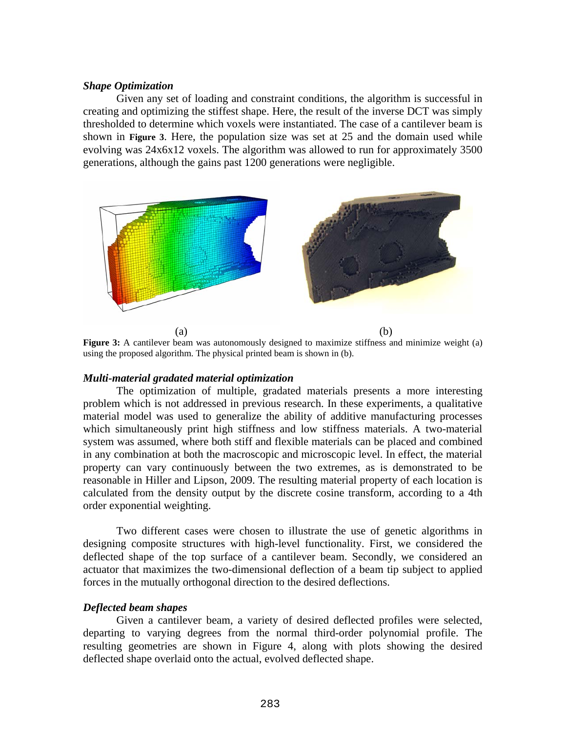### *Shape Optimization*

Given any set of loading and constraint conditions, the algorithm is successful in creating and optimizing the stiffest shape. Here, the result of the inverse DCT was simply thresholded to determine which voxels were instantiated. The case of a cantilever beam is shown in **Figure 3**. Here, the population size was set at 25 and the domain used while evolving was 24x6x12 voxels. The algorithm was allowed to run for approximately 3500 generations, although the gains past 1200 generations were negligible.

(a) (b)

**Figure 3:** A cantilever beam was autonomously designed to maximize stiffness and minimize weight (a) using the proposed algorithm. The physical printed beam is shown in (b).

### *Multi-material gradated material optimization*

The optimization of multiple, gradated materials presents a more interesting problem which is not addressed in previous research. In these experiments, a qualitative material model was used to generalize the ability of additive manufacturing processes which simultaneously print high stiffness and low stiffness materials. A two-material system was assumed, where both stiff and flexible materials can be placed and combined in any combination at both the macroscopic and microscopic level. In effect, the material property can vary continuously between the two extremes, as is demonstrated to be reasonable in Hiller and Lipson, 2009. The resulting material property of each location is calculated from the density output by the discrete cosine transform, according to a 4th order exponential weighting.

Two different cases were chosen to illustrate the use of genetic algorithms in designing composite structures with high-level functionality. First, we considered the deflected shape of the top surface of a cantilever beam. Secondly, we considered an actuator that maximizes the two-dimensional deflection of a beam tip subject to applied forces in the mutually orthogonal direction to the desired deflections.

### *Deflected beam shapes*

Given a cantilever beam, a variety of desired deflected profiles were selected, departing to varying degrees from the normal third-order polynomial profile. The resulting geometries are shown in Figure 4, along with plots showing the desired deflected shape overlaid onto the actual, evolved deflected shape.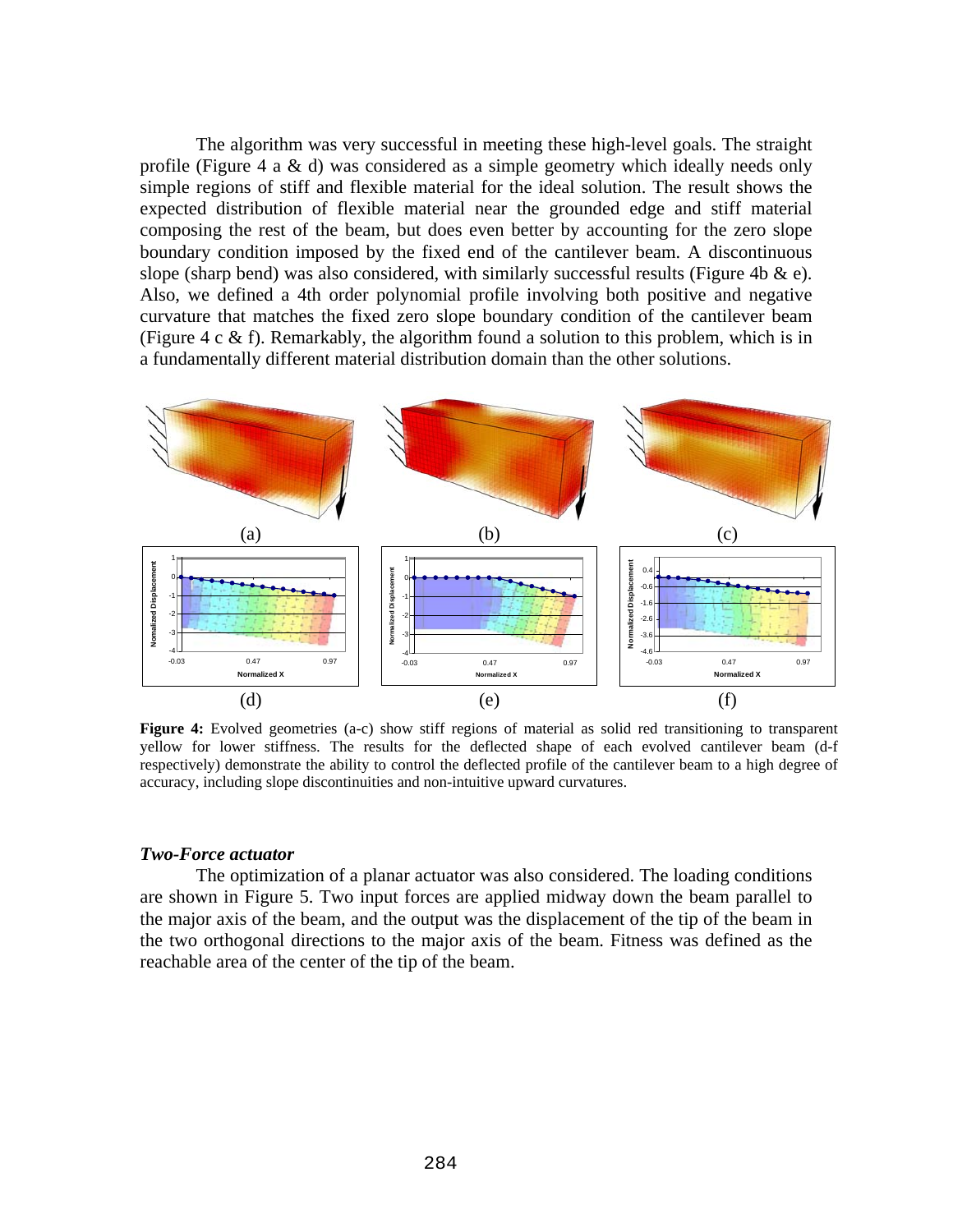The algorithm was very successful in meeting these high-level goals. The straight profile (Figure 4 a & d) was considered as a simple geometry which ideally needs only simple regions of stiff and flexible material for the ideal solution. The result shows the expected distribution of flexible material near the grounded edge and stiff material composing the rest of the beam, but does even better by accounting for the zero slope boundary condition imposed by the fixed end of the cantilever beam. A discontinuous slope (sharp bend) was also considered, with similarly successful results (Figure 4b & e). Also, we defined a 4th order polynomial profile involving both positive and negative curvature that matches the fixed zero slope boundary condition of the cantilever beam (Figure 4 c & f). Remarkably, the algorithm found a solution to this problem, which is in a fundamentally different material distribution domain than the other solutions.

**Figure 4:** Evolved geometries (a-c) show stiff regions of material as solid red transitioning to transparent yellow for lower stiffness. The results for the deflected shape of each evolved cantilever beam (d-f respectively) demonstrate the ability to control the deflected profile of the cantilever beam to a high degree of accuracy, including slope discontinuities and non-intuitive upward curvatures.

### *Two-Force actuator*

The optimization of a planar actuator was also considered. The loading conditions are shown in Figure 5. Two input forces are applied midway down the beam parallel to the major axis of the beam, and the output was the displacement of the tip of the beam in the two orthogonal directions to the major axis of the beam. Fitness was defined as the reachable area of the center of the tip of the beam.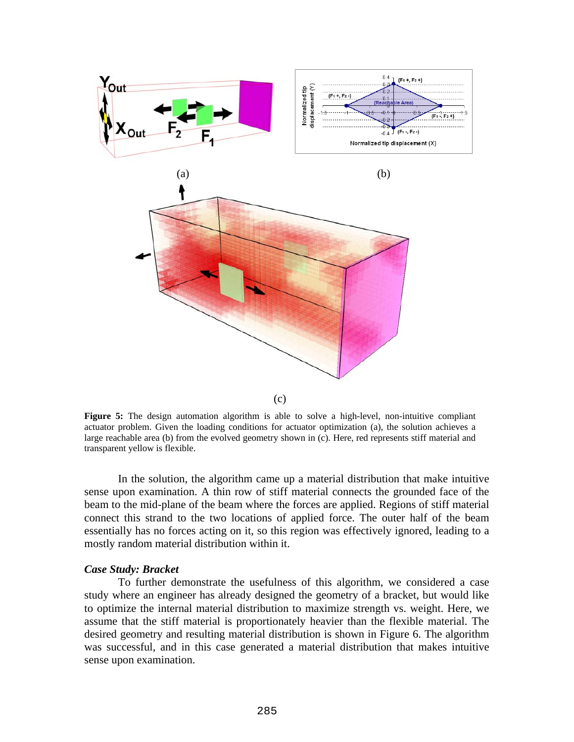(a)

(b)

(c)

**Figure 5:** The design automation algorithm is able to solve a high-level, non-intuitive compliant actuator problem. Given the loading conditions for actuator optimization (a), the solution achieves a large reachable area (b) from the evolved geometry shown in (c). Here, red represents stiff material and transparent yellow is flexible.

In the solution, the algorithm came up a material distribution that make intuitive sense upon examination. A thin row of stiff material connects the grounded face of the beam to the mid-plane of the beam where the forces are applied. Regions of stiff material connect this strand to the two locations of applied force. The outer half of the beam essentially has no forces acting on it, so this region was effectively ignored, leading to a mostly random material distribution within it.

### *Case Study: Bracket*

To further demonstrate the usefulness of this algorithm, we considered a case study where an engineer has already designed the geometry of a bracket, but would like to optimize the internal material distribution to maximize strength vs. weight. Here, we assume that the stiff material is proportionately heavier than the flexible material. The desired geometry and resulting material distribution is shown in Figure 6. The algorithm was successful, and in this case generated a material distribution that makes intuitive sense upon examination.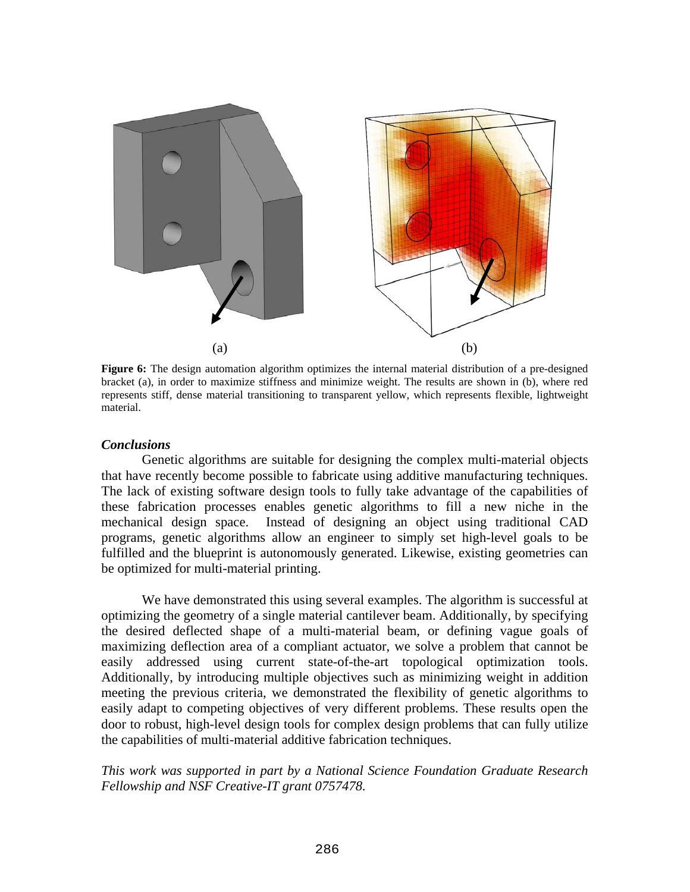(a) (b)

**Figure 6:** The design automation algorithm optimizes the internal material distribution of a pre-designed bracket (a), in order to maximize stiffness and minimize weight. The results are shown in (b), where red represents stiff, dense material transitioning to transparent yellow, which represents flexible, lightweight material.

### *Conclusions*

Genetic algorithms are suitable for designing the complex multi-material objects that have recently become possible to fabricate using additive manufacturing techniques. The lack of existing software design tools to fully take advantage of the capabilities of these fabrication processes enables genetic algorithms to fill a new niche in the mechanical design space. Instead of designing an object using traditional CAD programs, genetic algorithms allow an engineer to simply set high-level goals to be fulfilled and the blueprint is autonomously generated. Likewise, existing geometries can be optimized for multi-material printing.

We have demonstrated this using several examples. The algorithm is successful at optimizing the geometry of a single material cantilever beam. Additionally, by specifying the desired deflected shape of a multi-material beam, or defining vague goals of maximizing deflection area of a compliant actuator, we solve a problem that cannot be easily addressed using current state-of-the-art topological optimization tools. Additionally, by introducing multiple objectives such as minimizing weight in addition meeting the previous criteria, we demonstrated the flexibility of genetic algorithms to easily adapt to competing objectives of very different problems. These results open the door to robust, high-level design tools for complex design problems that can fully utilize the capabilities of multi-material additive fabrication techniques.

*This work was supported in part by a National Science Foundation Graduate Research Fellowship and NSF Creative-IT grant 0757478.*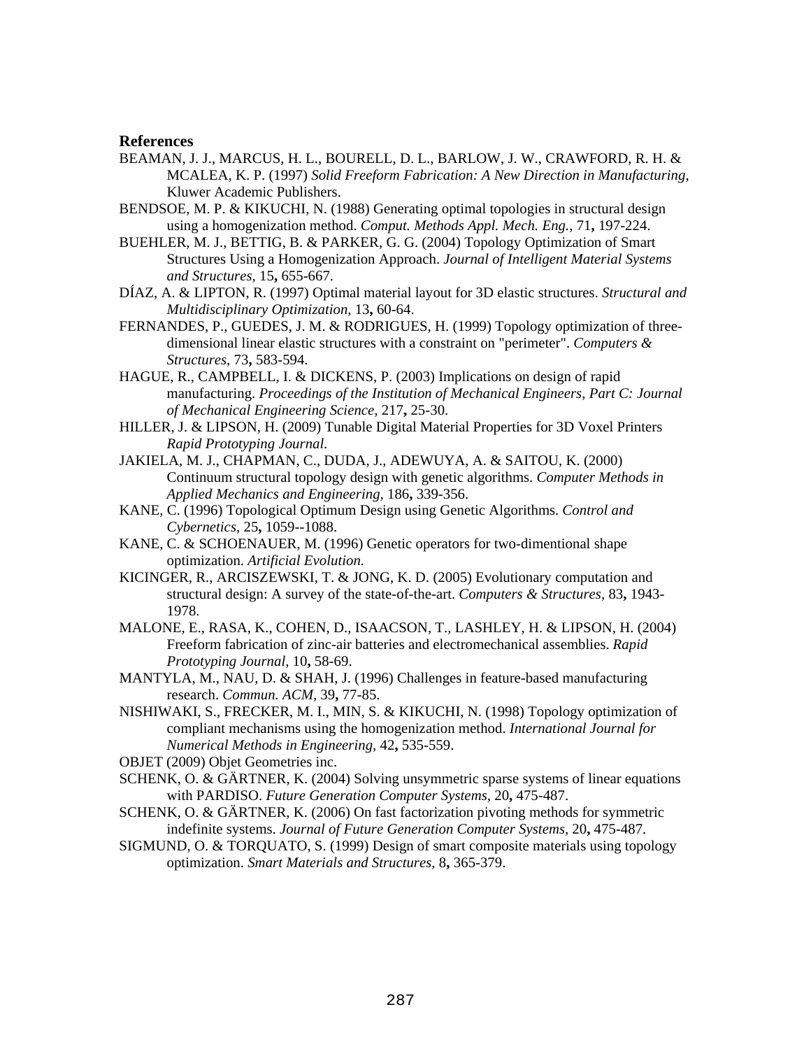**References**

BEAMAN, J. J., MARCUS, H. L., BOURELL, D. L., BARLOW, J. W., CRAWFORD, R. H. & MCALEA, K. P. (1997) *Solid Freeform Fabrication: A New Direction in Manufacturing*, Kluwer Academic Publishers.

BENDSOE, M. P. & KIKUCHI, N. (1988) Generating optimal topologies in structural design using a homogenization method. *Comput. Methods Appl. Mech. Eng.,* 71**,** 197-224.

BUEHLER, M. J., BETTIG, B. & PARKER, G. G. (2004) Topology Optimization of Smart Structures Using a Homogenization Approach. *Journal of Intelligent Material Systems and Structures,* 15**,** 655-667.

DÍAZ, A. & LIPTON, R. (1997) Optimal material layout for 3D elastic structures. *Structural and Multidisciplinary Optimization,* 13**,** 60-64.

FERNANDES, P., GUEDES, J. M. & RODRIGUES, H. (1999) Topology optimization of three-dimensional linear elastic structures with a constraint on "perimeter". *Computers & Structures,* 73**,** 583-594.

HAGUE, R., CAMPBELL, I. & DICKENS, P. (2003) Implications on design of rapid manufacturing. *Proceedings of the Institution of Mechanical Engineers, Part C: Journal of Mechanical Engineering Science,* 217**,** 25-30.

HILLER, J. & LIPSON, H. (2009) Tunable Digital Material Properties for 3D Voxel Printers *Rapid Prototyping Journal*.

JAKIELA, M. J., CHAPMAN, C., DUDA, J., ADEWUYA, A. & SAITOU, K. (2000) Continuum structural topology design with genetic algorithms. *Computer Methods in Applied Mechanics and Engineering,* 186**,** 339-356.

KANE, C. (1996) Topological Optimum Design using Genetic Algorithms. *Control and Cybernetics,* 25**,** 1059--1088.

KANE, C. & SCHOENAUER, M. (1996) Genetic operators for two-dimentional shape optimization. *Artificial Evolution.*

KICINGER, R., ARCISZEWSKI, T. & JONG, K. D. (2005) Evolutionary computation and structural design: A survey of the state-of-the-art. *Computers & Structures,* 83**,** 1943-1978.

MALONE, E., RASA, K., COHEN, D., ISAACSON, T., LASHLEY, H. & LIPSON, H. (2004) Freeform fabrication of zinc-air batteries and electromechanical assemblies. *Rapid Prototyping Journal,* 10**,** 58-69.

MANTYLA, M., NAU, D. & SHAH, J. (1996) Challenges in feature-based manufacturing research. *Commun. ACM,* 39**,** 77-85.

NISHIWAKI, S., FRECKER, M. I., MIN, S. & KIKUCHI, N. (1998) Topology optimization of compliant mechanisms using the homogenization method. *International Journal for Numerical Methods in Engineering,* 42**,** 535-559.

OBJET (2009) Objet Geometries inc.

SCHENK, O. & GÄRTNER, K. (2004) Solving unsymmetric sparse systems of linear equations with PARDISO. *Future Generation Computer Systems,* 20**,** 475-487.

SCHENK, O. & GÄRTNER, K. (2006) On fast factorization pivoting methods for symmetric indefinite systems. *Journal of Future Generation Computer Systems,* 20**,** 475-487.

SIGMUND, O. & TORQUATO, S. (1999) Design of smart composite materials using topology optimization. *Smart Materials and Structures,* 8**,** 365-379.